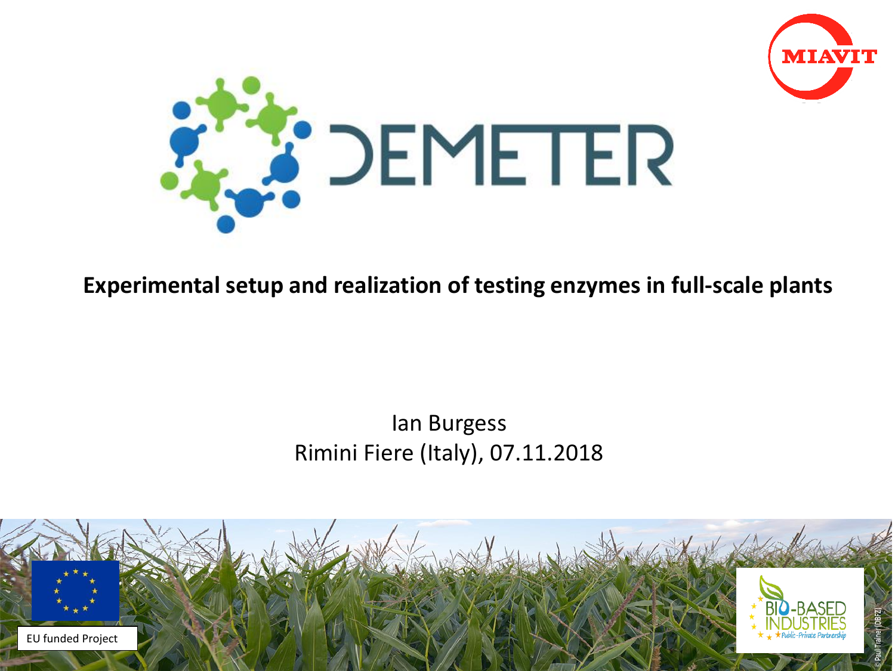MIAVIT

# DEMETER

**Experimental setup and realization of testing enzymes in full-scale plants**

Ian Burgess
Rimini Fiere (Italy), 07.11.2018

EU funded Project

BIO-BASED INDUSTRIES Public-Private Partnership

© Paul Trainer (DBFZ)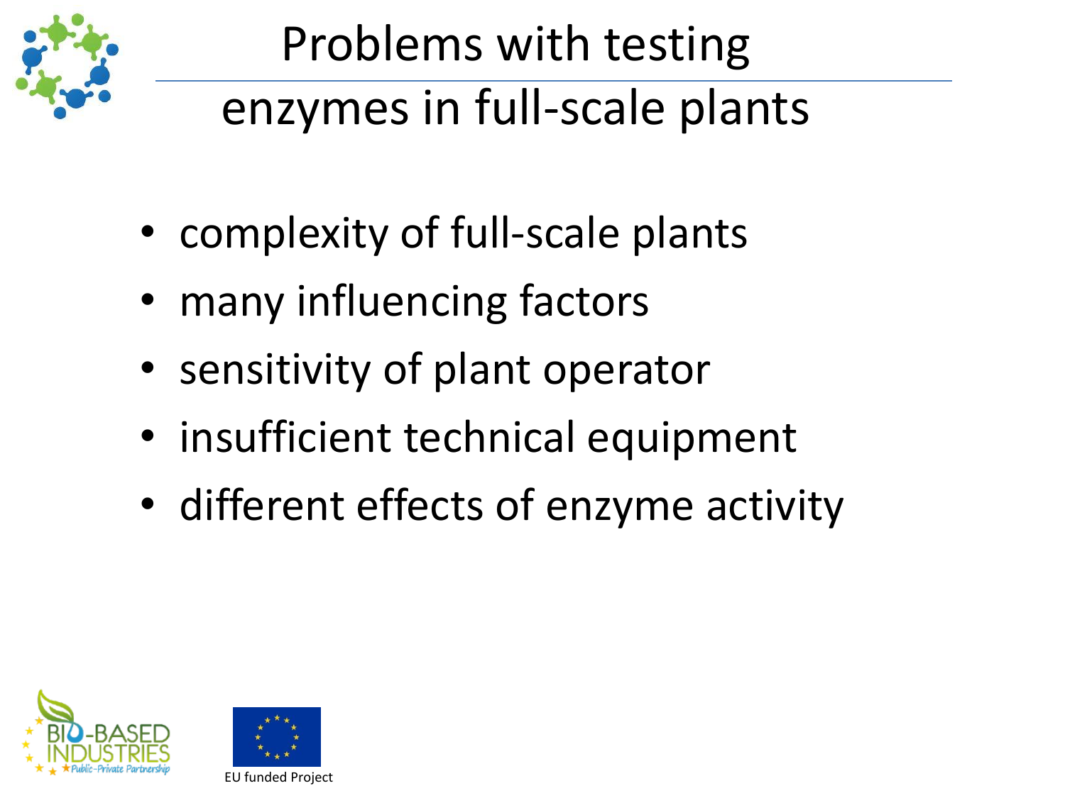# Problems with testing enzymes in full-scale plants

- complexity of full-scale plants
- many influencing factors
- sensitivity of plant operator
- insufficient technical equipment
- different effects of enzyme activity

EU funded Project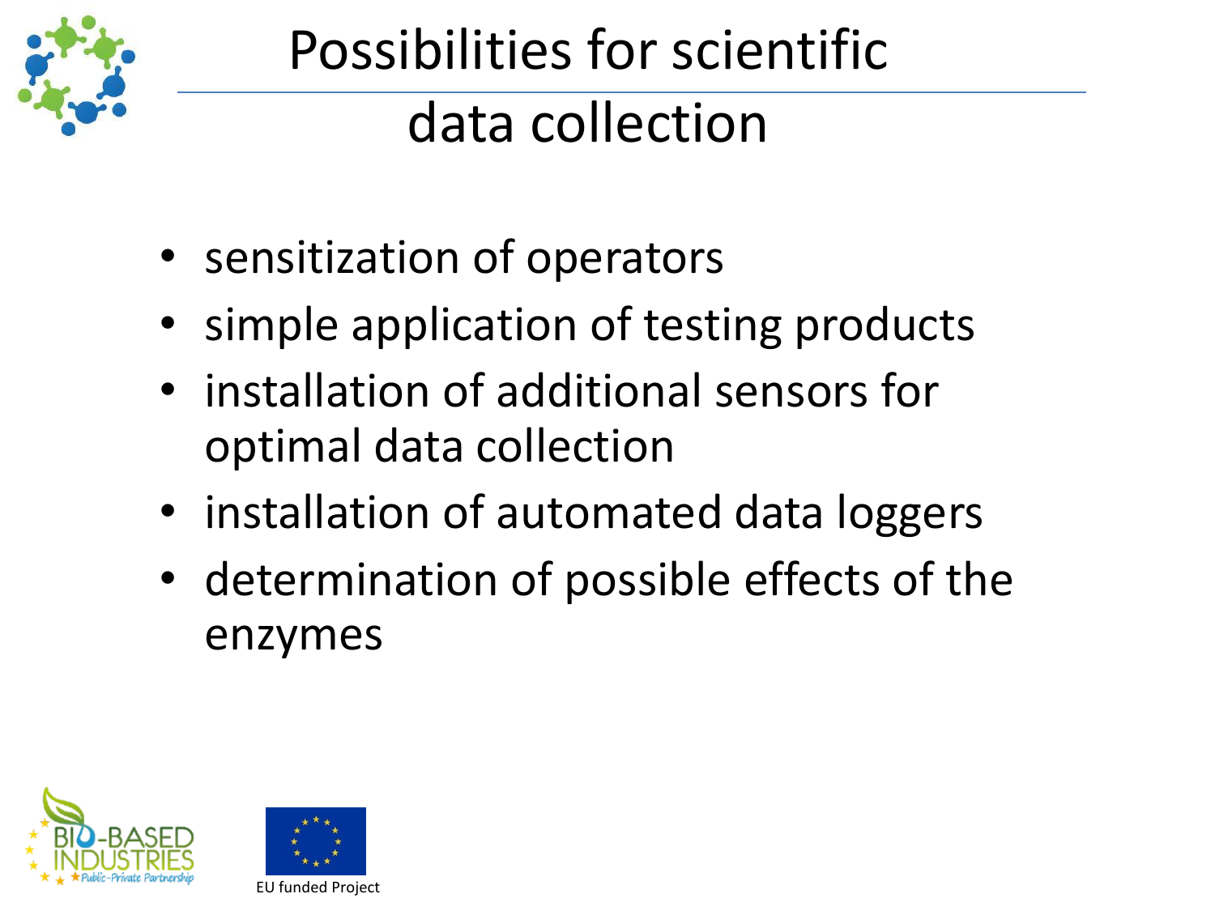# Possibilities for scientific data collection

- sensitization of operators
- simple application of testing products
- installation of additional sensors for optimal data collection
- installation of automated data loggers
- determination of possible effects of the enzymes

EU funded Project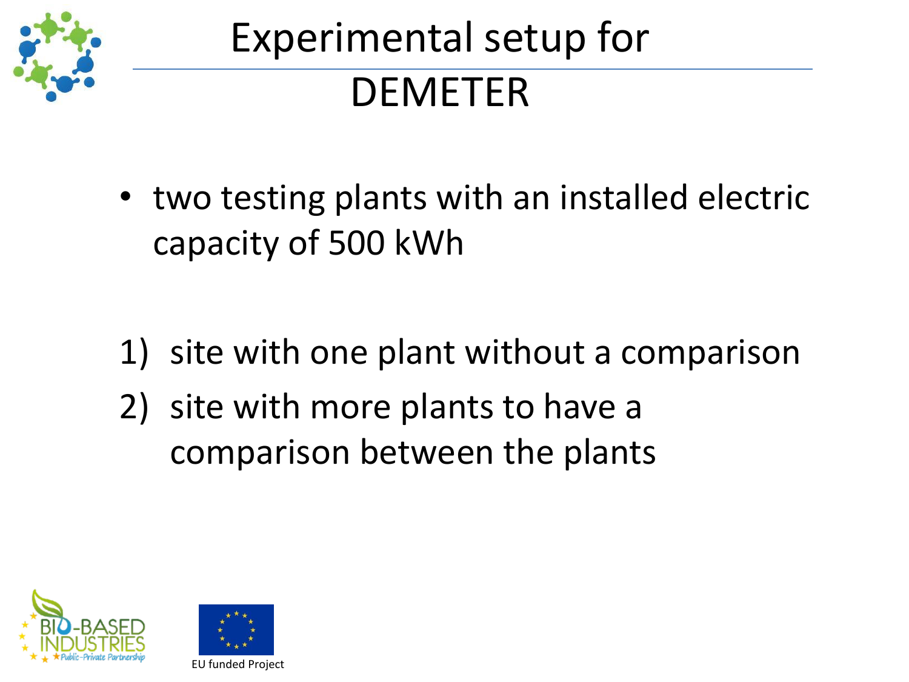# Experimental setup for DEMETER

- two testing plants with an installed electric capacity of 500 kWh

1) site with one plant without a comparison
2) site with more plants to have a comparison between the plants

EU funded Project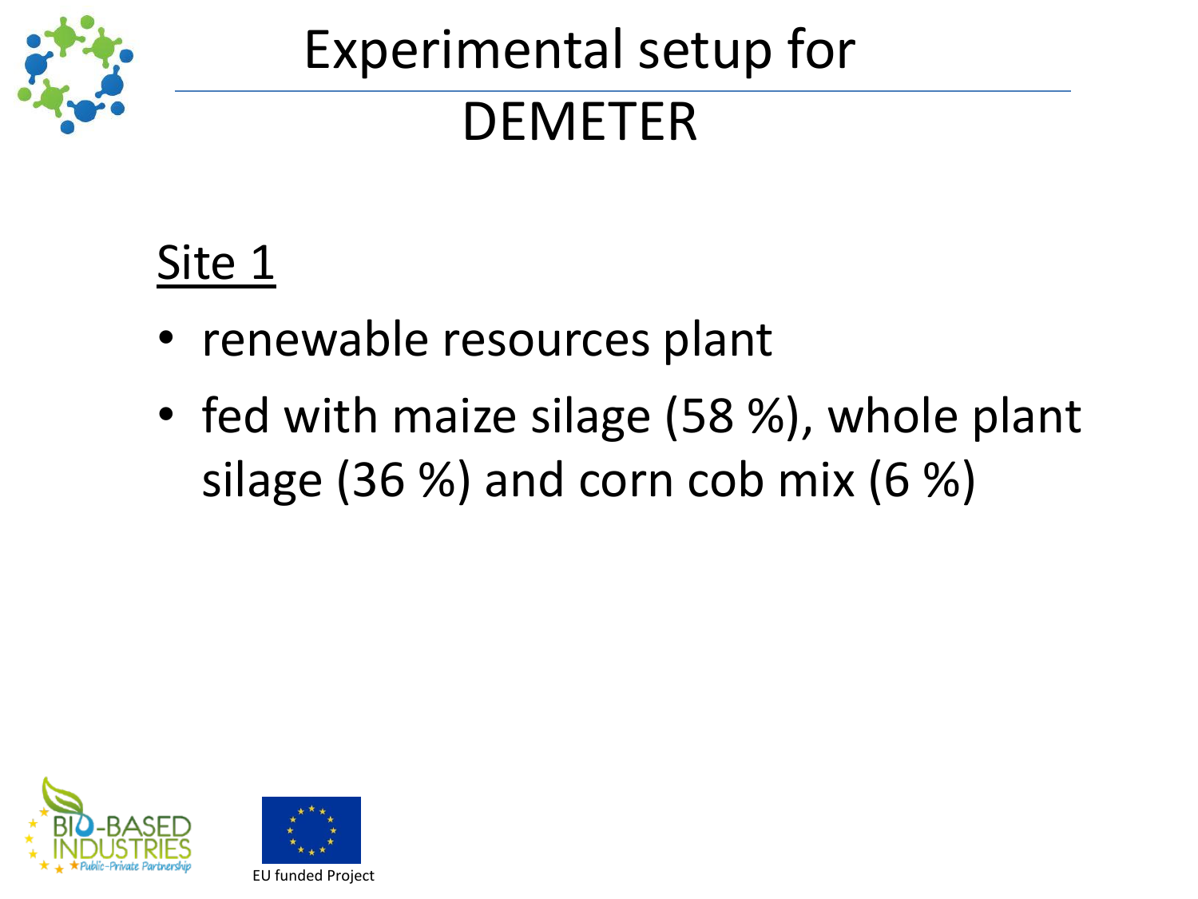# Experimental setup for DEMETER

## Site 1

- renewable resources plant
- fed with maize silage (58 %), whole plant silage (36 %) and corn cob mix (6 %)

EU funded Project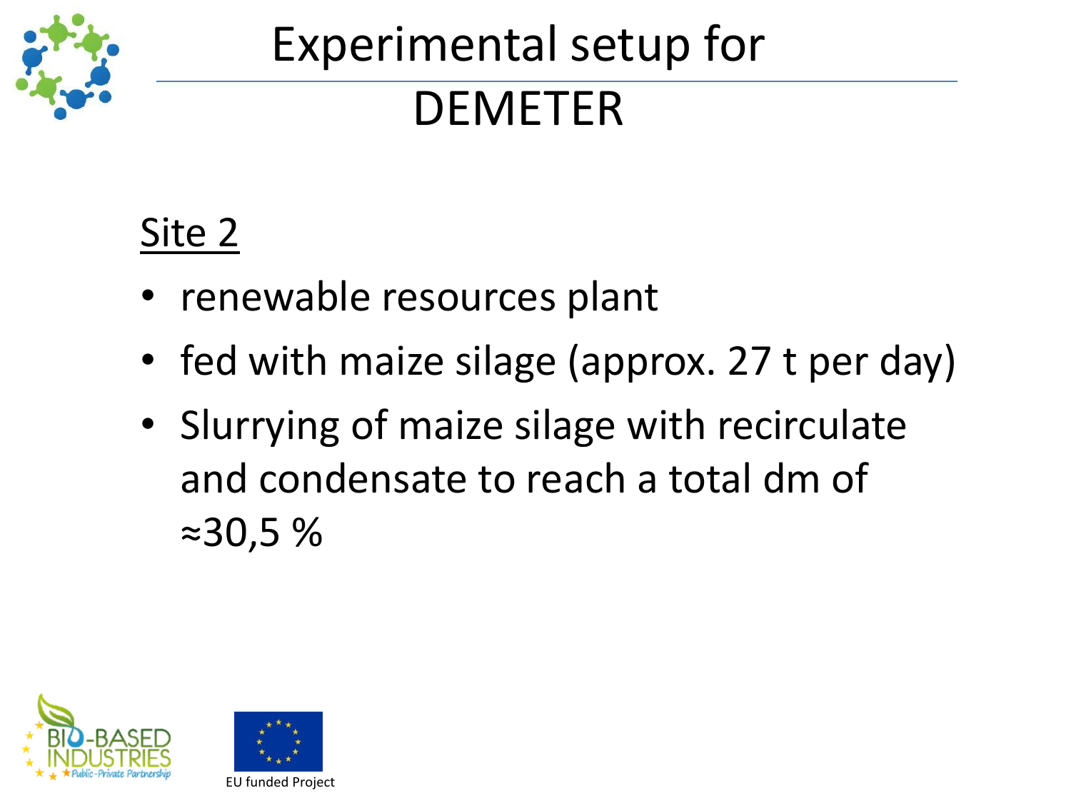# Experimental setup for DEMETER

## Site 2

- renewable resources plant
- fed with maize silage (approx. 27 t per day)
- Slurrying of maize silage with recirculate and condensate to reach a total dm of ≈30,5 %

EU funded Project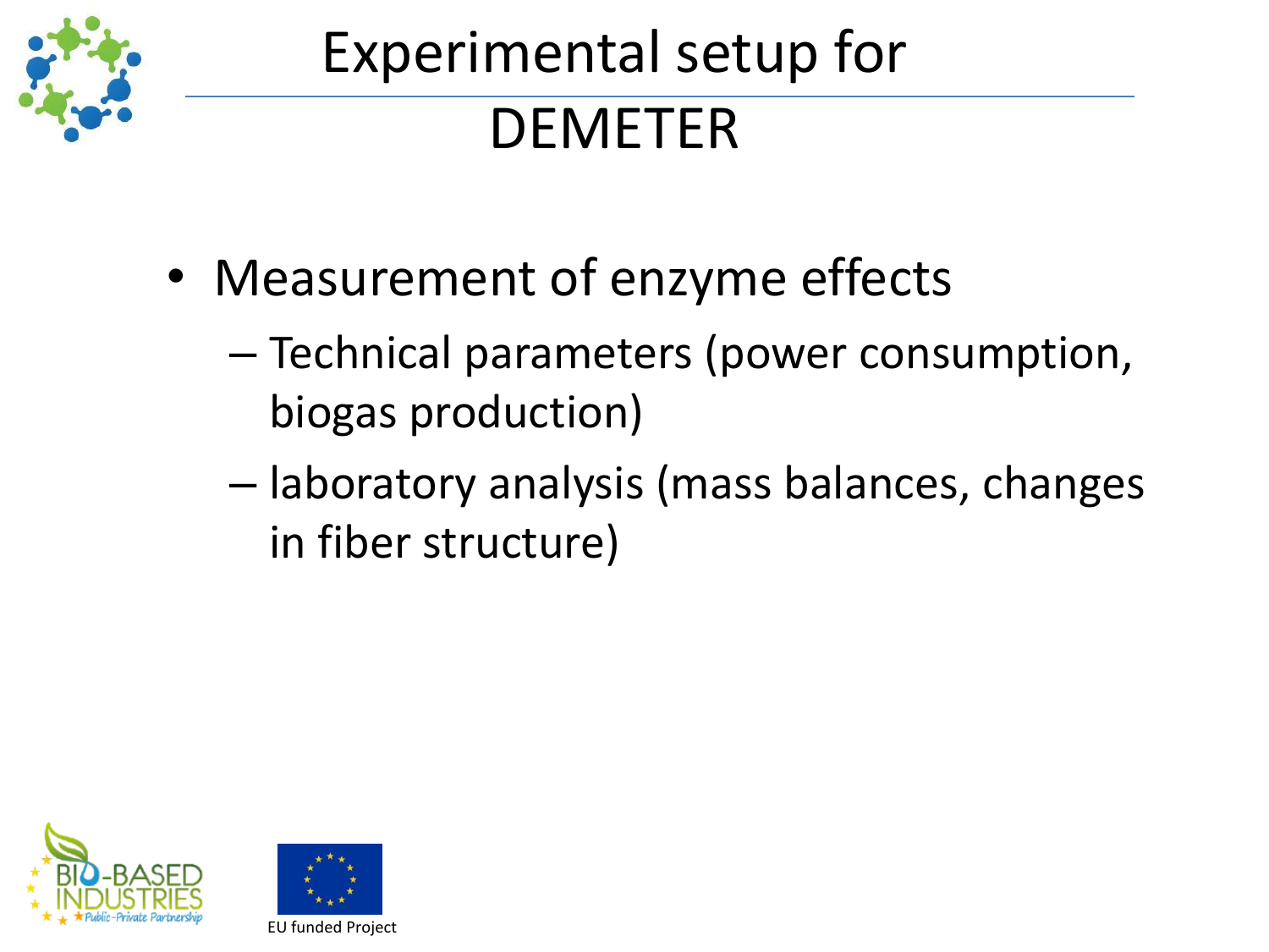# Experimental setup for DEMETER

- Measurement of enzyme effects
  - Technical parameters (power consumption, biogas production)
  - laboratory analysis (mass balances, changes in fiber structure)

EU funded Project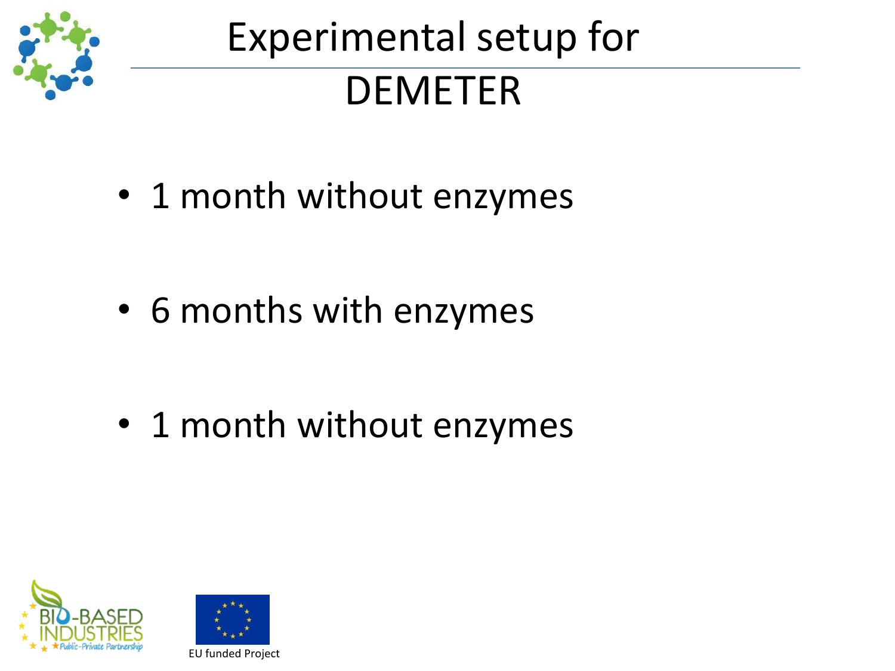# Experimental setup for DEMETER

- 1 month without enzymes
- 6 months with enzymes
- 1 month without enzymes

EU funded Project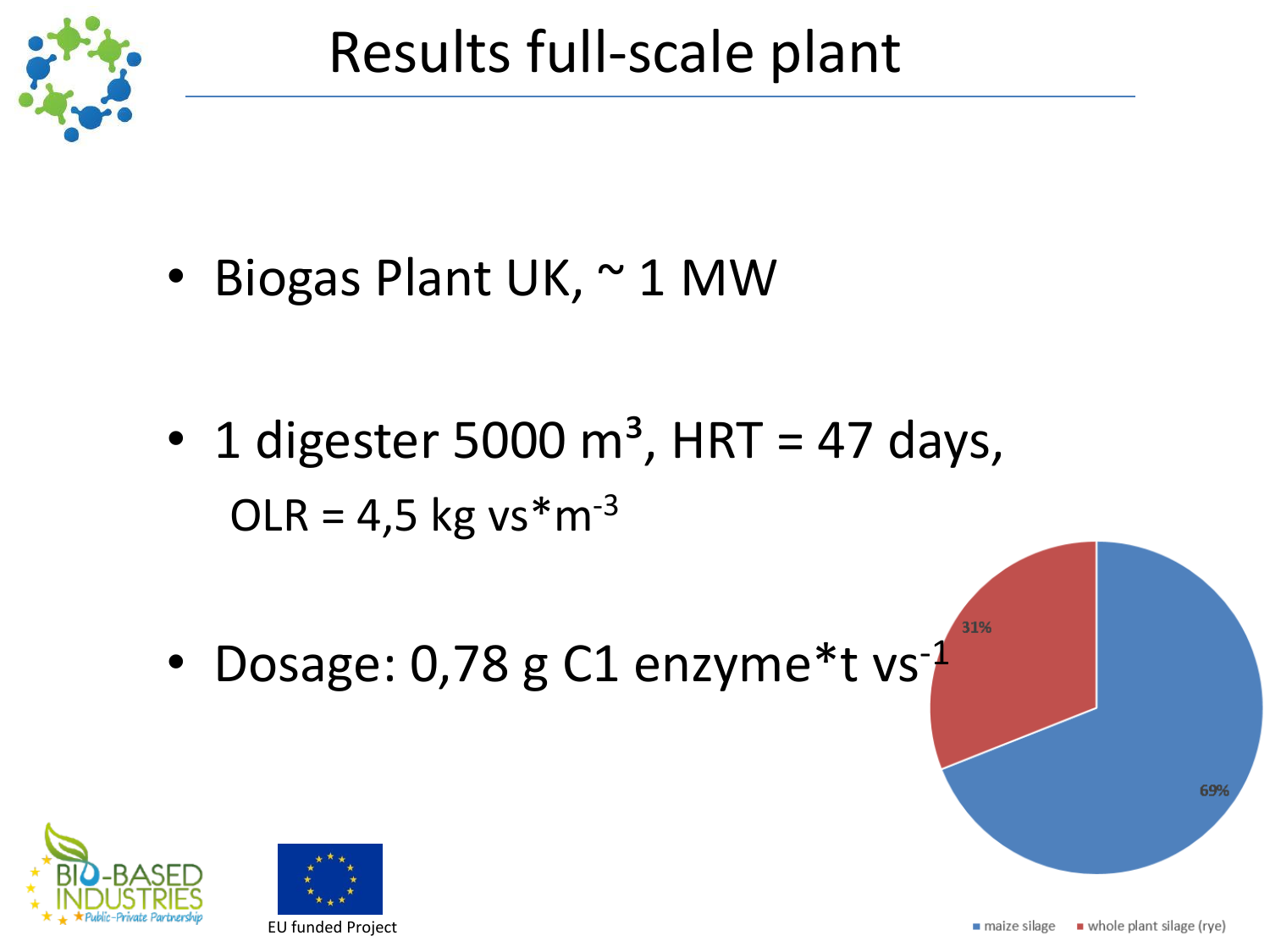# Results full-scale plant

- Biogas Plant UK, ~ 1 MW
- 1 digester 5000 m³, HRT = 47 days,

  OLR = 4,5 kg vs*$m^{-3}$
- Dosage: 0,78 g C1 enzyme*t $vs^{-1}$

31%

69%

maize silage whole plant silage (rye)

EU funded Project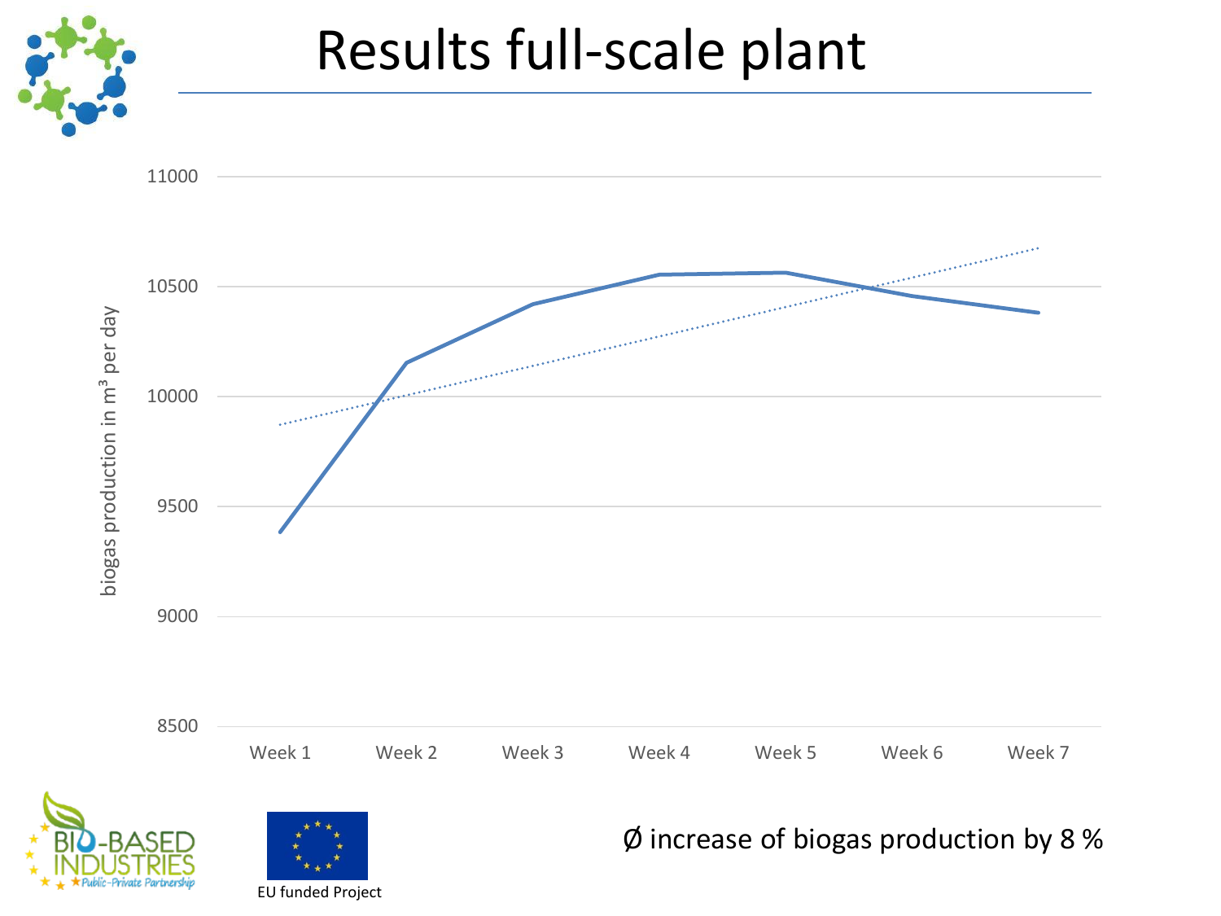# Results full-scale plant

Ø increase of biogas production by 8 %

EU funded Project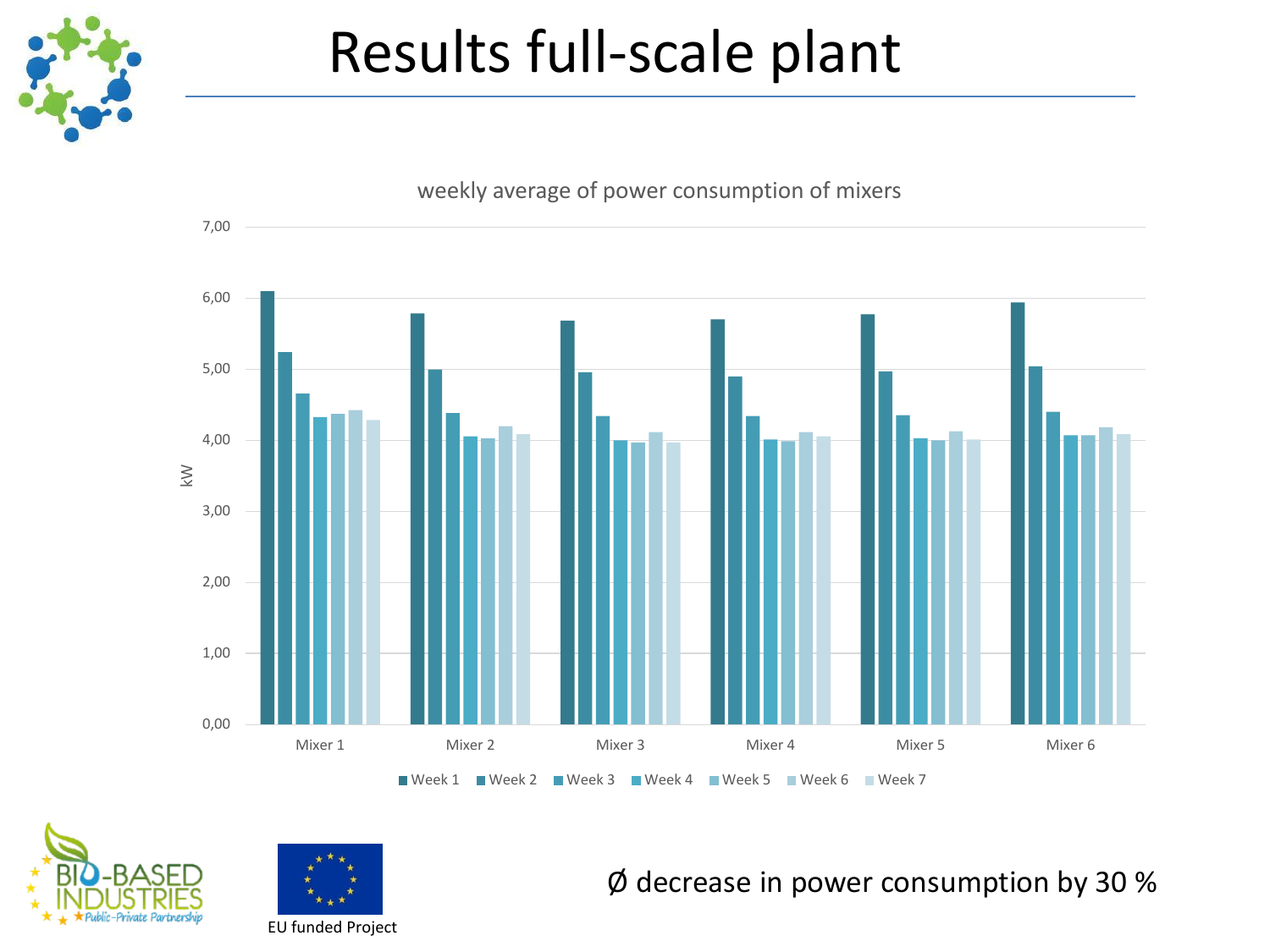# Results full-scale plant

weekly average of power consumption of mixers

Ø decrease in power consumption by 30 %

EU funded Project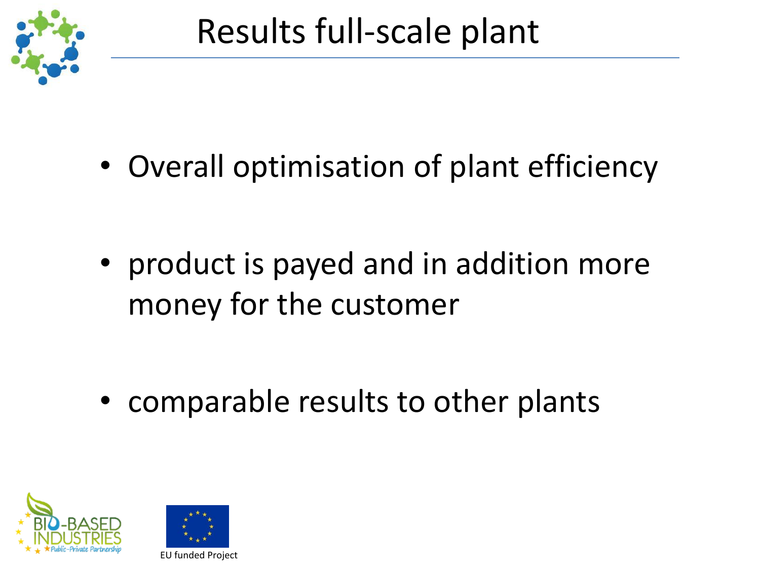# Results full-scale plant

- Overall optimisation of plant efficiency
- product is payed and in addition more money for the customer
- comparable results to other plants

EU funded Project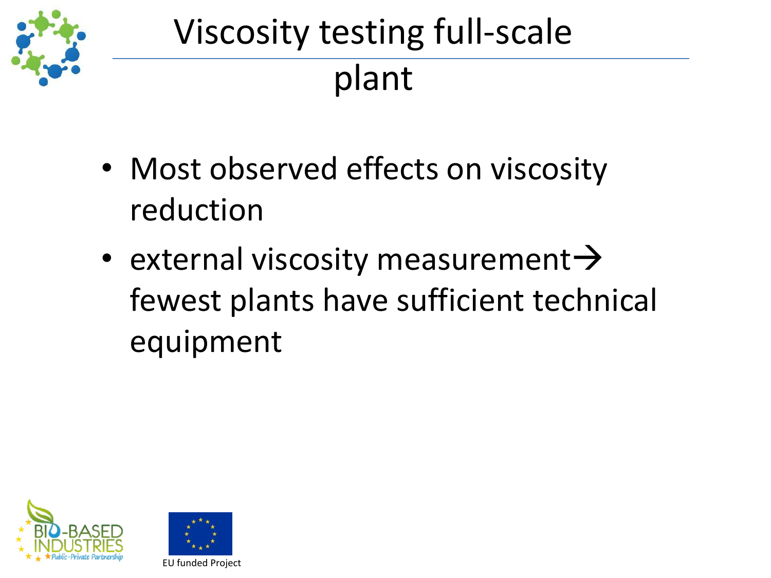# Viscosity testing full-scale plant

- Most observed effects on viscosity reduction
- external viscosity measurement→ fewest plants have sufficient technical equipment

EU funded Project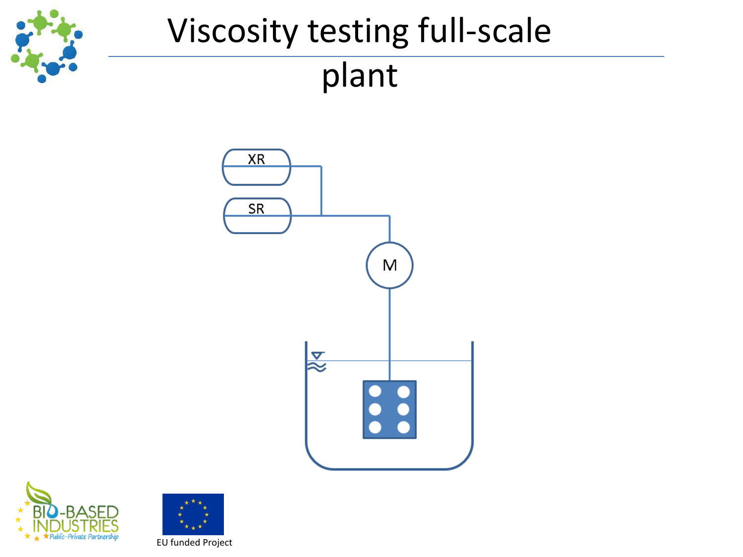# Viscosity testing full-scale plant

XR

SR

M

EU funded Project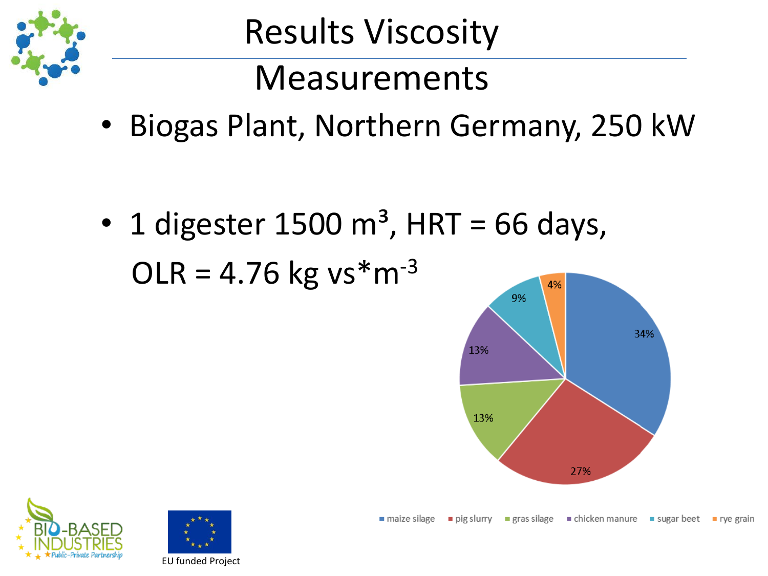# Results Viscosity Measurements

- Biogas Plant, Northern Germany, 250 kW

- 1 digester 1500 m³, HRT = 66 days, OLR = 4.76 kg vs*$m^{-3}$

| Substrate | Share |
| --- | --- |
| maize silage | 34% |
| pig slurry | 27% |
| gras silage | 13% |
| chicken manure | 13% |
| sugar beet | 9% |
| rye grain | 4% |

EU funded Project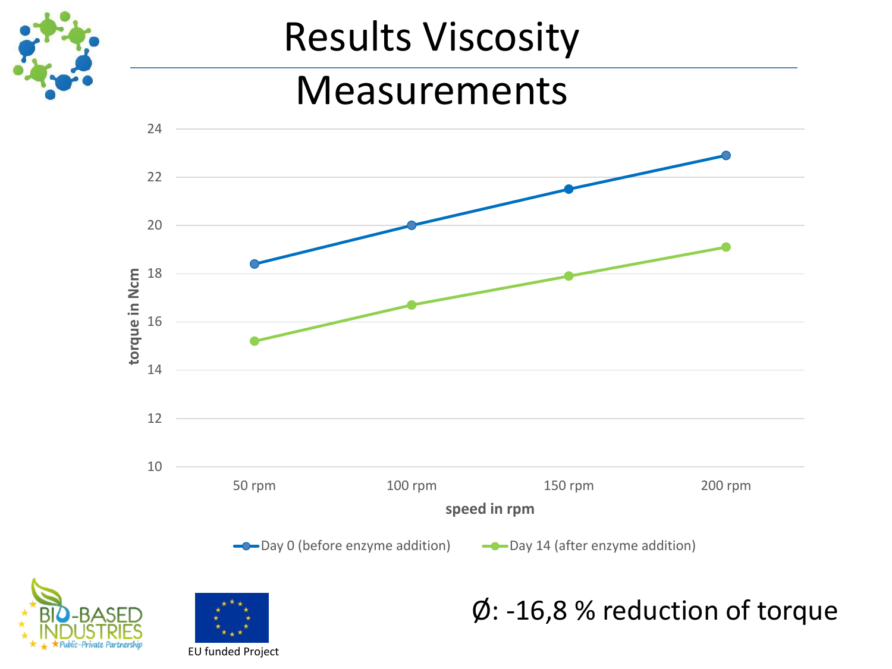# Results Viscosity Measurements

torque in Ncm

speed in rpm

| speed in rpm | Day 0 (before enzyme addition) | Day 14 (after enzyme addition) |
|---|---|---|
| 50 rpm | 18.4 | 15.2 |
| 100 rpm | 20.0 | 16.7 |
| 150 rpm | 21.5 | 17.9 |
| 200 rpm | 22.9 | 19.1 |

Ø: -16,8 % reduction of torque

EU funded Project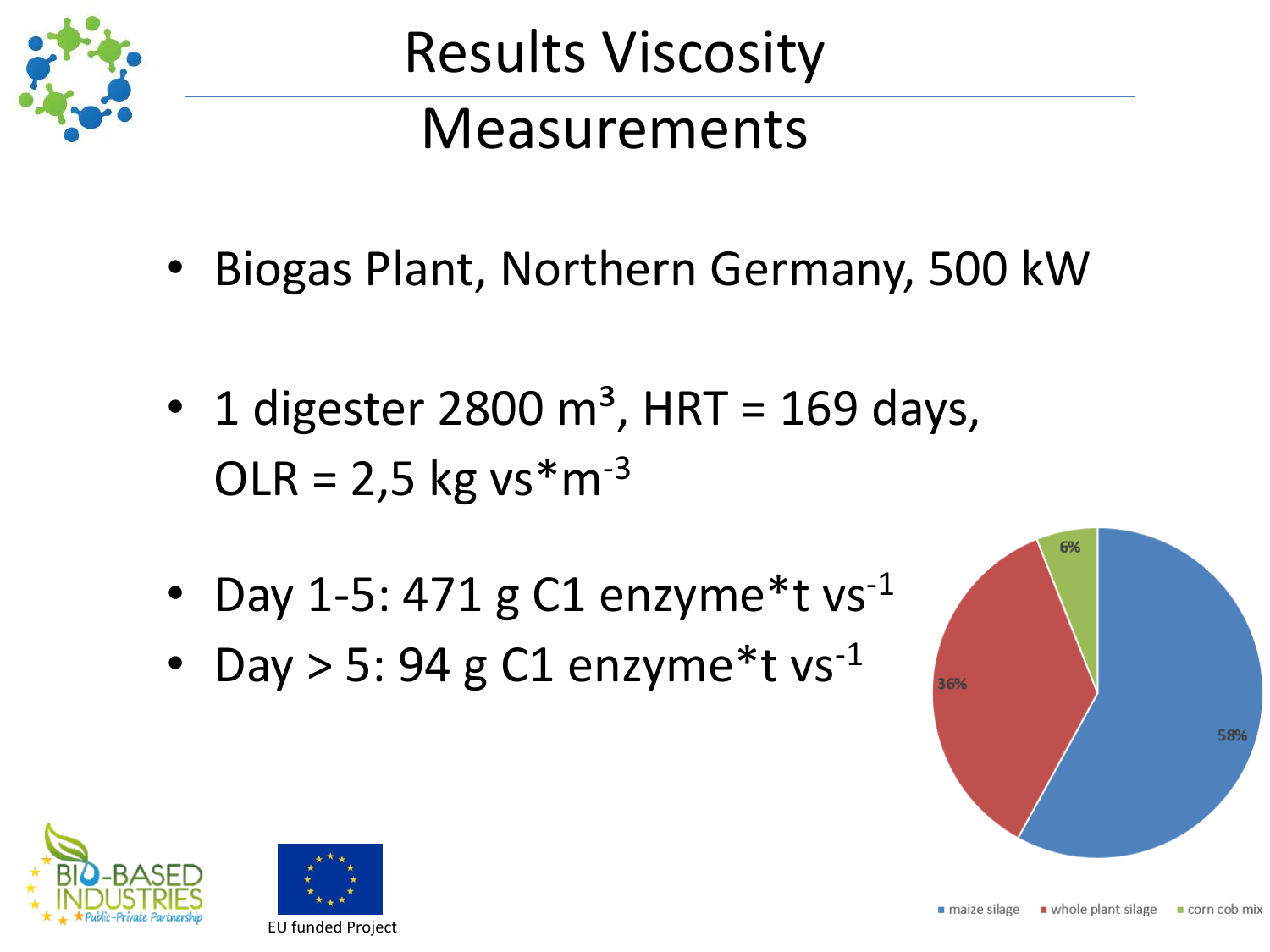# Results Viscosity Measurements

- Biogas Plant, Northern Germany, 500 kW
- 1 digester 2800 m³, HRT = 169 days, OLR = 2,5 kg vs*$m^{-3}$
- Day 1-5: 471 g C1 enzyme*t $vs^{-1}$
- Day > 5: 94 g C1 enzyme*t $vs^{-1}$

| Feedstock | Share |
|---|---|
| maize silage | 58% |
| whole plant silage | 36% |
| corn cob mix | 6% |

EU funded Project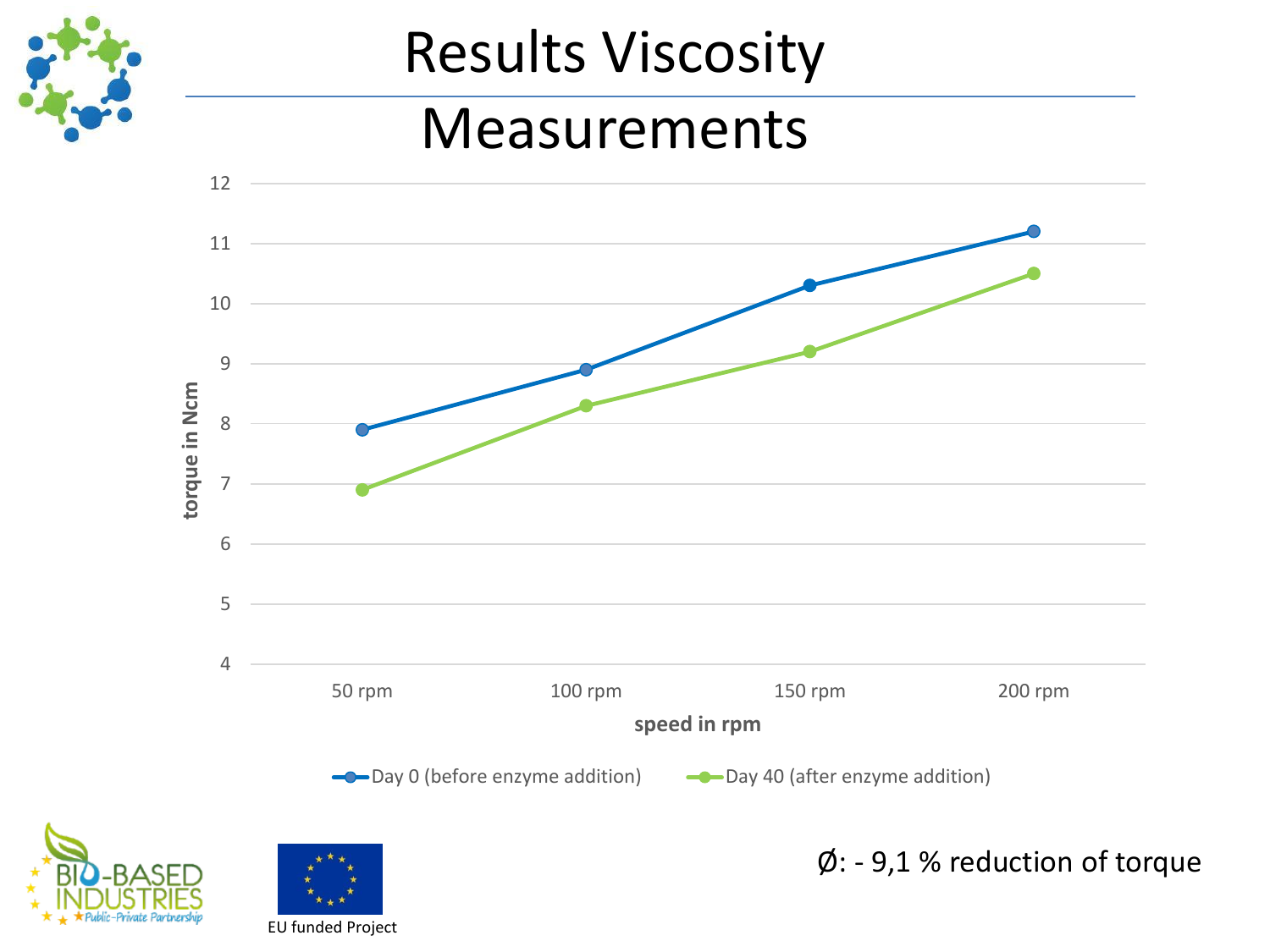# Results Viscosity Measurements

Ø: - 9,1 % reduction of torque

EU funded Project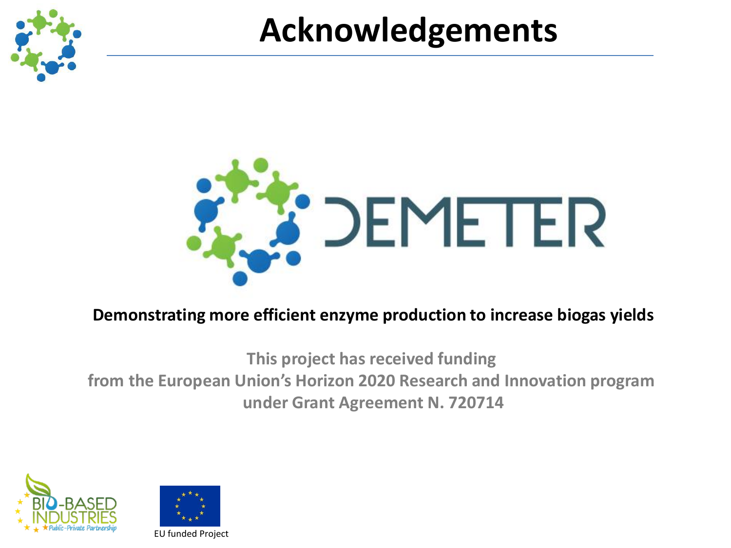# Acknowledgements

DEMETER

**Demonstrating more efficient enzyme production to increase biogas yields**

**This project has received funding from the European Union's Horizon 2020 Research and Innovation program under Grant Agreement N. 720714**

BIO-BASED INDUSTRIES Public-Private Partnership

EU funded Project